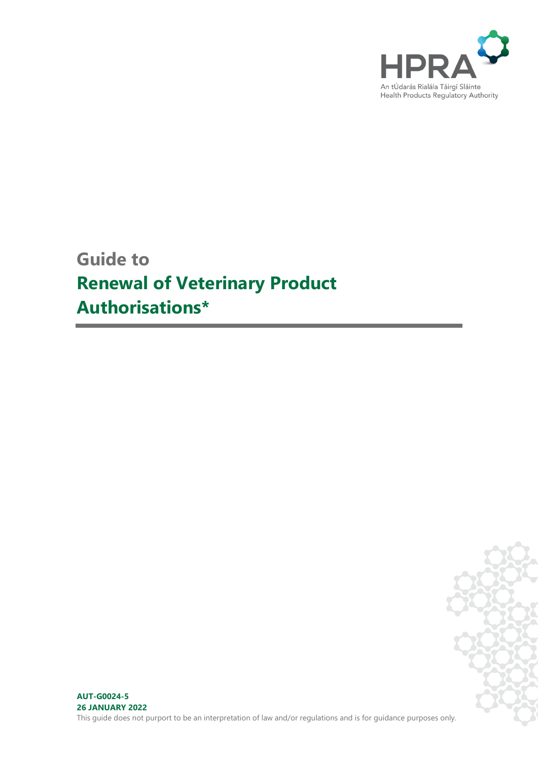HPRA

An tÚdarás Rialála Táirgí Sláinte
Health Products Regulatory Authority

# Guide to
# Renewal of Veterinary Product Authorisations*

**AUT-G0024-5**
**26 JANUARY 2022**

This guide does not purport to be an interpretation of law and/or regulations and is for guidance purposes only.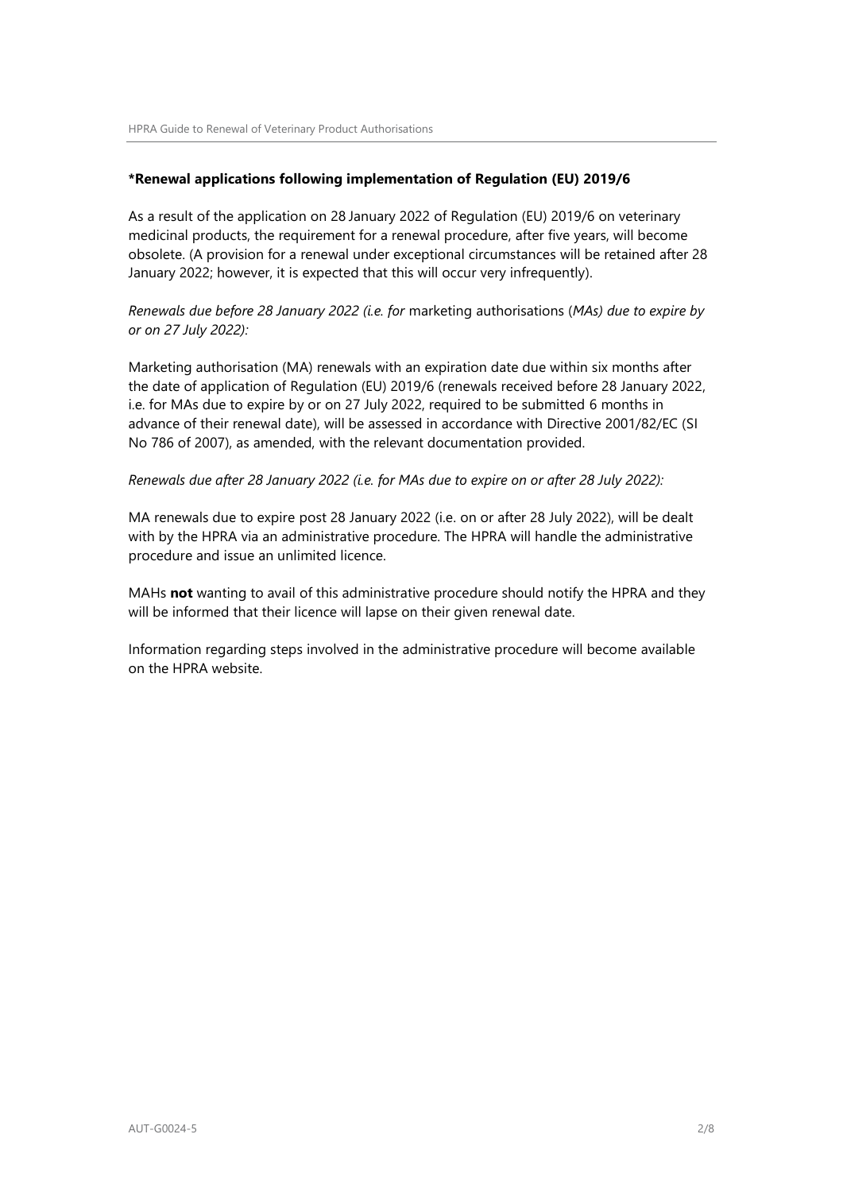**\*Renewal applications following implementation of Regulation (EU) 2019/6**

As a result of the application on 28 January 2022 of Regulation (EU) 2019/6 on veterinary medicinal products, the requirement for a renewal procedure, after five years, will become obsolete. (A provision for a renewal under exceptional circumstances will be retained after 28 January 2022; however, it is expected that this will occur very infrequently).

*Renewals due before 28 January 2022 (i.e. for* marketing authorisations (*MAs) due to expire by or on 27 July 2022):*

Marketing authorisation (MA) renewals with an expiration date due within six months after the date of application of Regulation (EU) 2019/6 (renewals received before 28 January 2022, i.e. for MAs due to expire by or on 27 July 2022, required to be submitted 6 months in advance of their renewal date), will be assessed in accordance with Directive 2001/82/EC (SI No 786 of 2007), as amended, with the relevant documentation provided.

*Renewals due after 28 January 2022 (i.e. for MAs due to expire on or after 28 July 2022):*

MA renewals due to expire post 28 January 2022 (i.e. on or after 28 July 2022), will be dealt with by the HPRA via an administrative procedure. The HPRA will handle the administrative procedure and issue an unlimited licence.

MAHs **not** wanting to avail of this administrative procedure should notify the HPRA and they will be informed that their licence will lapse on their given renewal date.

Information regarding steps involved in the administrative procedure will become available on the HPRA website.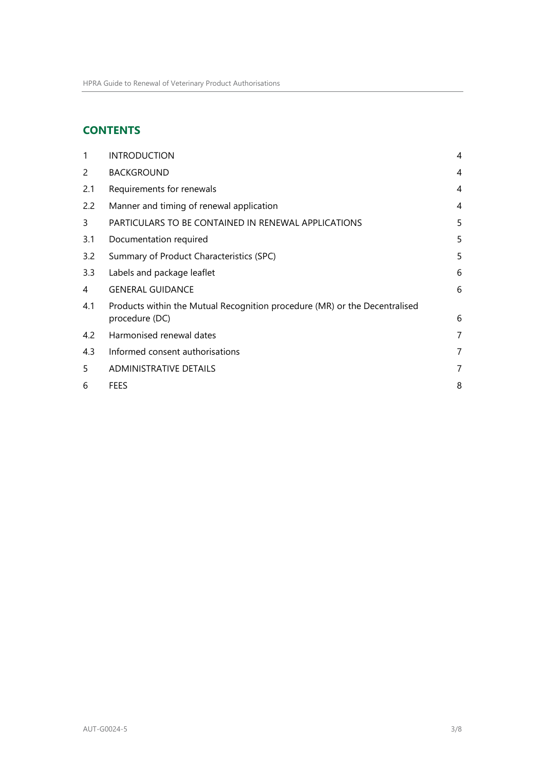## CONTENTS

| | | |
|---|---|---|
| 1 | INTRODUCTION | 4 |
| 2 | BACKGROUND | 4 |
| 2.1 | Requirements for renewals | 4 |
| 2.2 | Manner and timing of renewal application | 4 |
| 3 | PARTICULARS TO BE CONTAINED IN RENEWAL APPLICATIONS | 5 |
| 3.1 | Documentation required | 5 |
| 3.2 | Summary of Product Characteristics (SPC) | 5 |
| 3.3 | Labels and package leaflet | 6 |
| 4 | GENERAL GUIDANCE | 6 |
| 4.1 | Products within the Mutual Recognition procedure (MR) or the Decentralised procedure (DC) | 6 |
| 4.2 | Harmonised renewal dates | 7 |
| 4.3 | Informed consent authorisations | 7 |
| 5 | ADMINISTRATIVE DETAILS | 7 |
| 6 | FEES | 8 |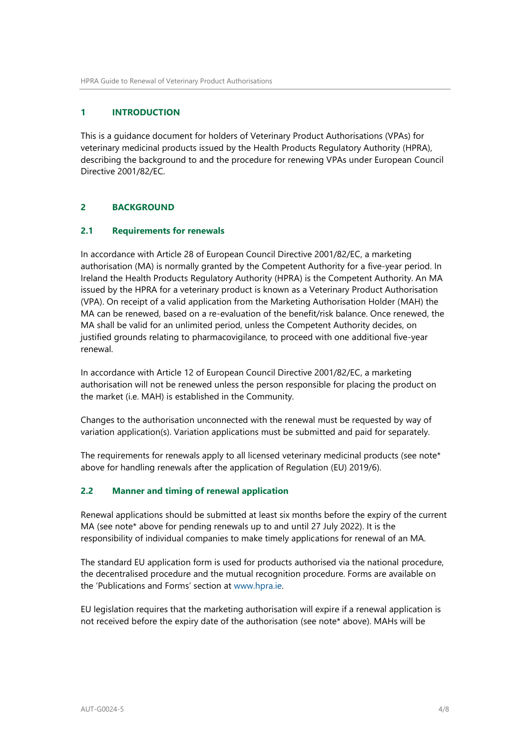## 1 INTRODUCTION

This is a guidance document for holders of Veterinary Product Authorisations (VPAs) for veterinary medicinal products issued by the Health Products Regulatory Authority (HPRA), describing the background to and the procedure for renewing VPAs under European Council Directive 2001/82/EC.

## 2 BACKGROUND

### 2.1 Requirements for renewals

In accordance with Article 28 of European Council Directive 2001/82/EC, a marketing authorisation (MA) is normally granted by the Competent Authority for a five-year period. In Ireland the Health Products Regulatory Authority (HPRA) is the Competent Authority. An MA issued by the HPRA for a veterinary product is known as a Veterinary Product Authorisation (VPA). On receipt of a valid application from the Marketing Authorisation Holder (MAH) the MA can be renewed, based on a re-evaluation of the benefit/risk balance. Once renewed, the MA shall be valid for an unlimited period, unless the Competent Authority decides, on justified grounds relating to pharmacovigilance, to proceed with one additional five-year renewal.

In accordance with Article 12 of European Council Directive 2001/82/EC, a marketing authorisation will not be renewed unless the person responsible for placing the product on the market (i.e. MAH) is established in the Community.

Changes to the authorisation unconnected with the renewal must be requested by way of variation application(s). Variation applications must be submitted and paid for separately.

The requirements for renewals apply to all licensed veterinary medicinal products (see note* above for handling renewals after the application of Regulation (EU) 2019/6).

### 2.2 Manner and timing of renewal application

Renewal applications should be submitted at least six months before the expiry of the current MA (see note* above for pending renewals up to and until 27 July 2022). It is the responsibility of individual companies to make timely applications for renewal of an MA.

The standard EU application form is used for products authorised via the national procedure, the decentralised procedure and the mutual recognition procedure. Forms are available on the 'Publications and Forms' section at www.hpra.ie.

EU legislation requires that the marketing authorisation will expire if a renewal application is not received before the expiry date of the authorisation (see note* above). MAHs will be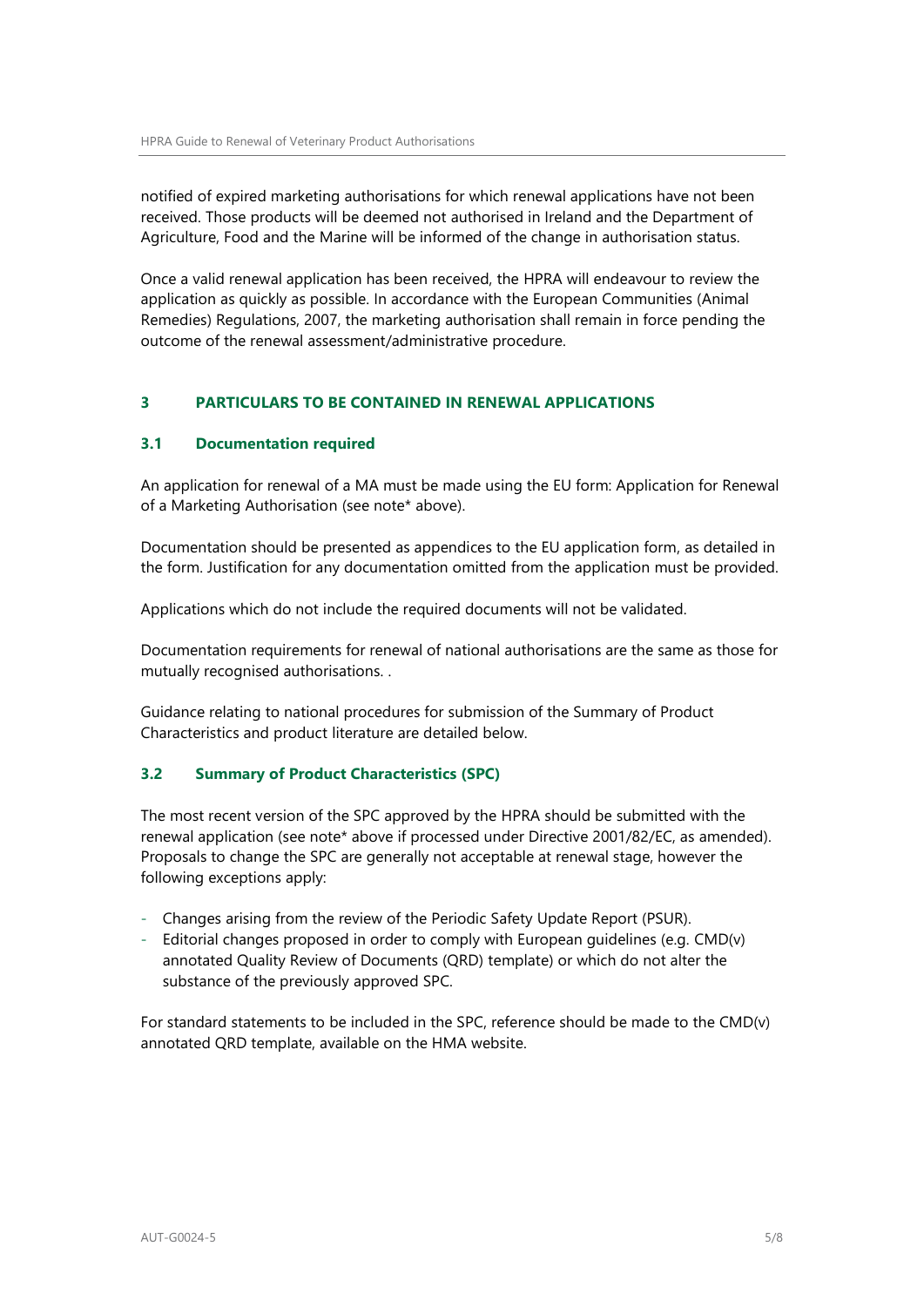notified of expired marketing authorisations for which renewal applications have not been received. Those products will be deemed not authorised in Ireland and the Department of Agriculture, Food and the Marine will be informed of the change in authorisation status.

Once a valid renewal application has been received, the HPRA will endeavour to review the application as quickly as possible. In accordance with the European Communities (Animal Remedies) Regulations, 2007, the marketing authorisation shall remain in force pending the outcome of the renewal assessment/administrative procedure.

## 3 PARTICULARS TO BE CONTAINED IN RENEWAL APPLICATIONS

### 3.1 Documentation required

An application for renewal of a MA must be made using the EU form: Application for Renewal of a Marketing Authorisation (see note* above).

Documentation should be presented as appendices to the EU application form, as detailed in the form. Justification for any documentation omitted from the application must be provided.

Applications which do not include the required documents will not be validated.

Documentation requirements for renewal of national authorisations are the same as those for mutually recognised authorisations. .

Guidance relating to national procedures for submission of the Summary of Product Characteristics and product literature are detailed below.

### 3.2 Summary of Product Characteristics (SPC)

The most recent version of the SPC approved by the HPRA should be submitted with the renewal application (see note* above if processed under Directive 2001/82/EC, as amended). Proposals to change the SPC are generally not acceptable at renewal stage, however the following exceptions apply:

- Changes arising from the review of the Periodic Safety Update Report (PSUR).
- Editorial changes proposed in order to comply with European guidelines (e.g. CMD(v) annotated Quality Review of Documents (QRD) template) or which do not alter the substance of the previously approved SPC.

For standard statements to be included in the SPC, reference should be made to the CMD(v) annotated QRD template, available on the HMA website.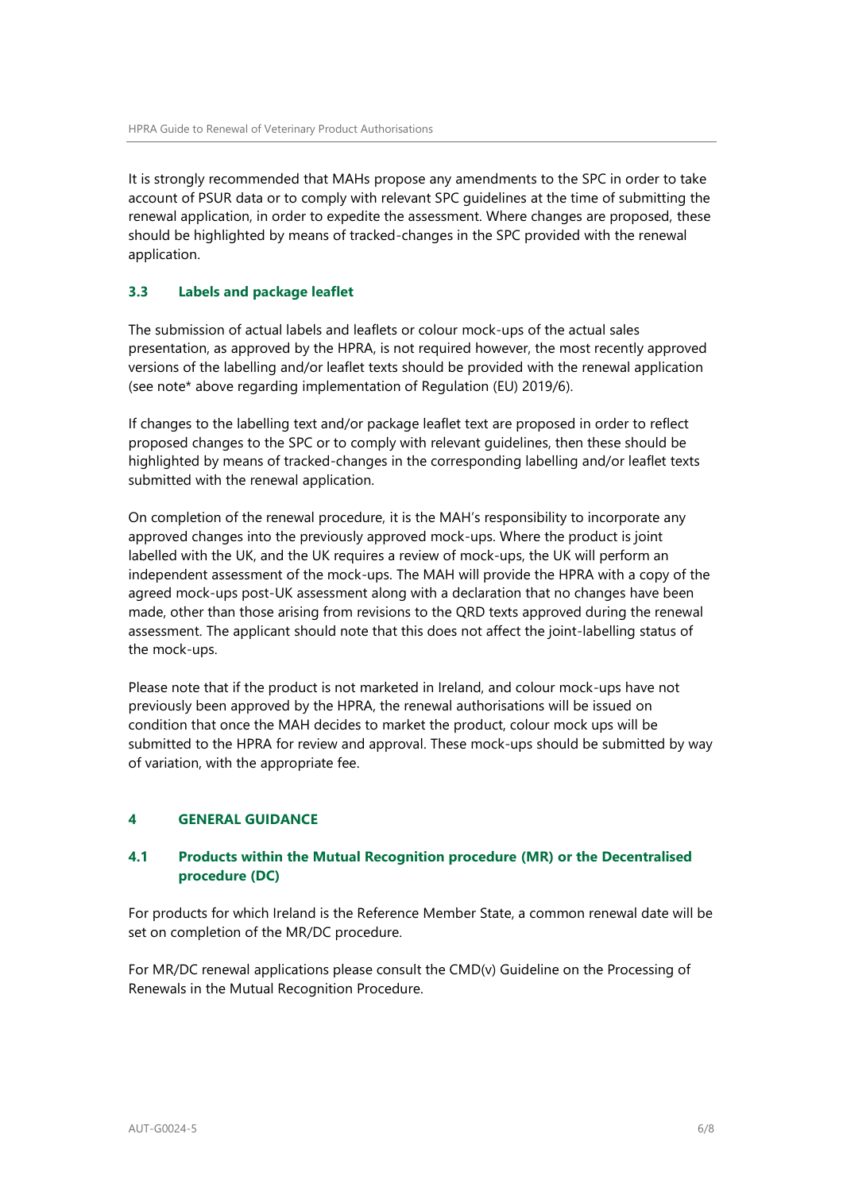It is strongly recommended that MAHs propose any amendments to the SPC in order to take account of PSUR data or to comply with relevant SPC guidelines at the time of submitting the renewal application, in order to expedite the assessment. Where changes are proposed, these should be highlighted by means of tracked-changes in the SPC provided with the renewal application.

### 3.3 Labels and package leaflet

The submission of actual labels and leaflets or colour mock-ups of the actual sales presentation, as approved by the HPRA, is not required however, the most recently approved versions of the labelling and/or leaflet texts should be provided with the renewal application (see note* above regarding implementation of Regulation (EU) 2019/6).

If changes to the labelling text and/or package leaflet text are proposed in order to reflect proposed changes to the SPC or to comply with relevant guidelines, then these should be highlighted by means of tracked-changes in the corresponding labelling and/or leaflet texts submitted with the renewal application.

On completion of the renewal procedure, it is the MAH's responsibility to incorporate any approved changes into the previously approved mock-ups. Where the product is joint labelled with the UK, and the UK requires a review of mock-ups, the UK will perform an independent assessment of the mock-ups. The MAH will provide the HPRA with a copy of the agreed mock-ups post-UK assessment along with a declaration that no changes have been made, other than those arising from revisions to the QRD texts approved during the renewal assessment. The applicant should note that this does not affect the joint-labelling status of the mock-ups.

Please note that if the product is not marketed in Ireland, and colour mock-ups have not previously been approved by the HPRA, the renewal authorisations will be issued on condition that once the MAH decides to market the product, colour mock ups will be submitted to the HPRA for review and approval. These mock-ups should be submitted by way of variation, with the appropriate fee.

## 4 GENERAL GUIDANCE

### 4.1 Products within the Mutual Recognition procedure (MR) or the Decentralised procedure (DC)

For products for which Ireland is the Reference Member State, a common renewal date will be set on completion of the MR/DC procedure.

For MR/DC renewal applications please consult the CMD(v) Guideline on the Processing of Renewals in the Mutual Recognition Procedure.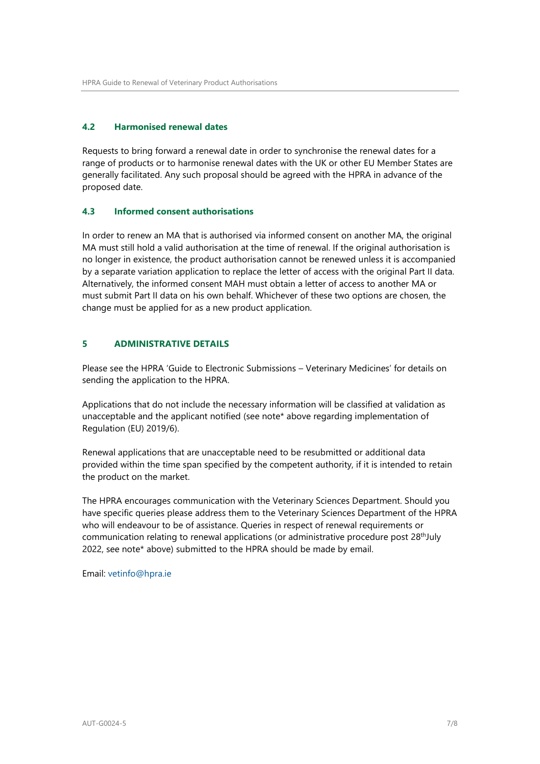### 4.2 Harmonised renewal dates

Requests to bring forward a renewal date in order to synchronise the renewal dates for a range of products or to harmonise renewal dates with the UK or other EU Member States are generally facilitated. Any such proposal should be agreed with the HPRA in advance of the proposed date.

### 4.3 Informed consent authorisations

In order to renew an MA that is authorised via informed consent on another MA, the original MA must still hold a valid authorisation at the time of renewal. If the original authorisation is no longer in existence, the product authorisation cannot be renewed unless it is accompanied by a separate variation application to replace the letter of access with the original Part II data. Alternatively, the informed consent MAH must obtain a letter of access to another MA or must submit Part II data on his own behalf. Whichever of these two options are chosen, the change must be applied for as a new product application.

## 5 ADMINISTRATIVE DETAILS

Please see the HPRA 'Guide to Electronic Submissions – Veterinary Medicines' for details on sending the application to the HPRA.

Applications that do not include the necessary information will be classified at validation as unacceptable and the applicant notified (see note* above regarding implementation of Regulation (EU) 2019/6).

Renewal applications that are unacceptable need to be resubmitted or additional data provided within the time span specified by the competent authority, if it is intended to retain the product on the market.

The HPRA encourages communication with the Veterinary Sciences Department. Should you have specific queries please address them to the Veterinary Sciences Department of the HPRA who will endeavour to be of assistance. Queries in respect of renewal requirements or communication relating to renewal applications (or administrative procedure post 28th July 2022, see note* above) submitted to the HPRA should be made by email.

Email: vetinfo@hpra.ie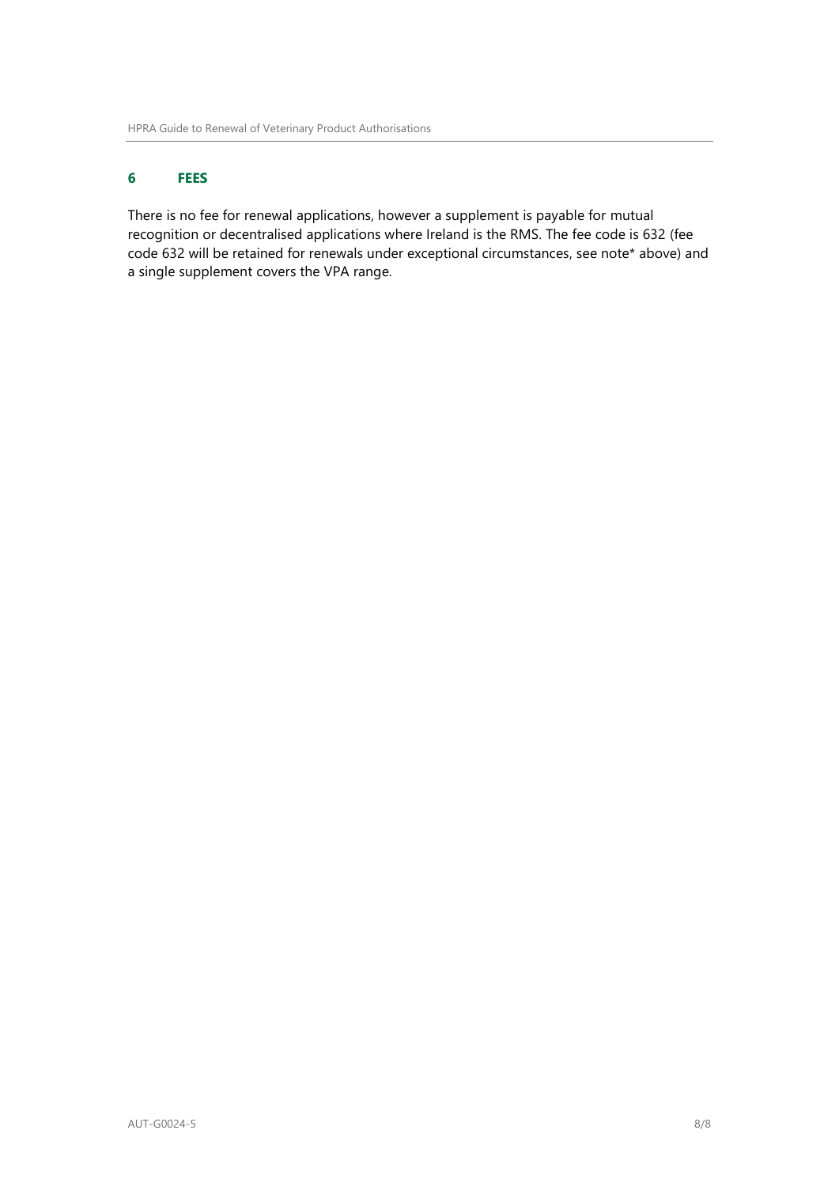## 6 FEES

There is no fee for renewal applications, however a supplement is payable for mutual recognition or decentralised applications where Ireland is the RMS. The fee code is 632 (fee code 632 will be retained for renewals under exceptional circumstances, see note* above) and a single supplement covers the VPA range.